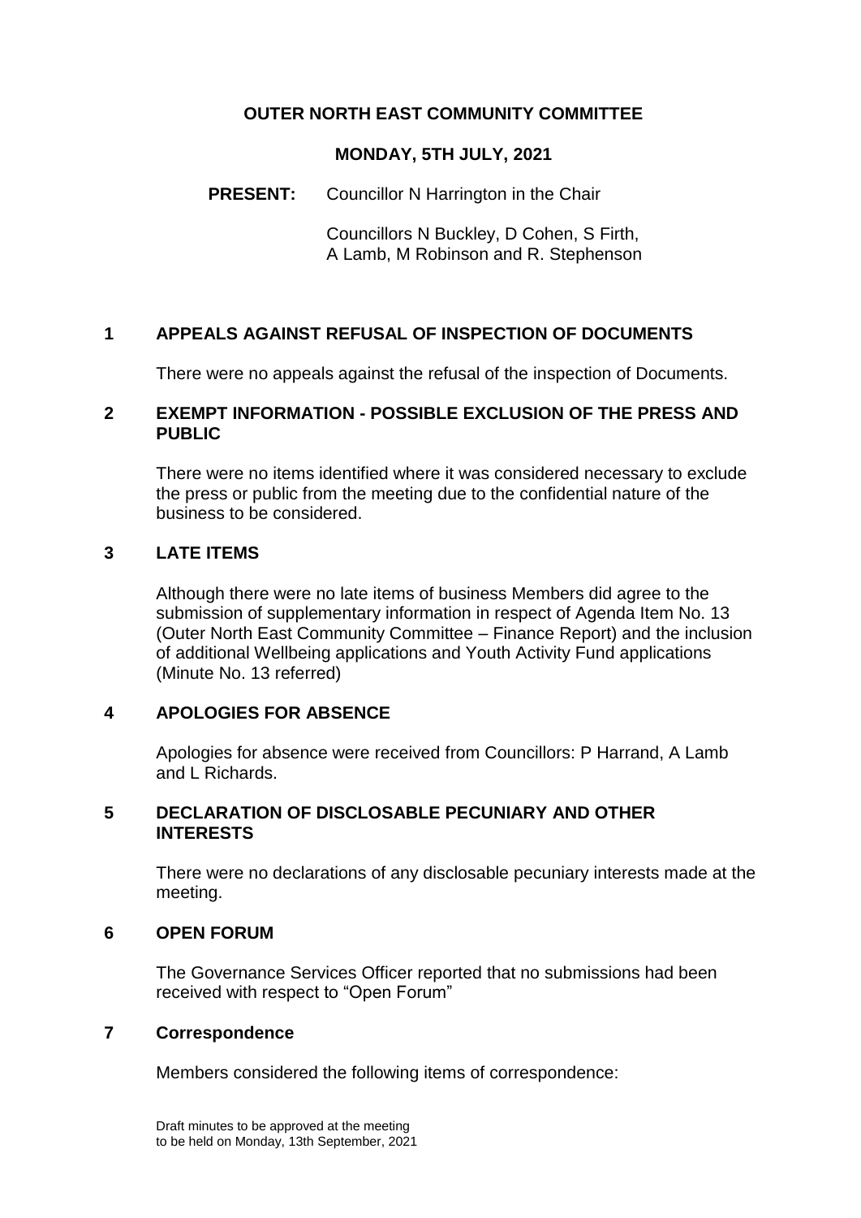# OUTER NORTH EAST COMMUNITY COMMITTEE

## MONDAY, 5TH JULY, 2021

**PRESENT:** Councillor N Harrington in the Chair

Councillors N Buckley, D Cohen, S Firth, A Lamb, M Robinson and R. Stephenson

### 1 APPEALS AGAINST REFUSAL OF INSPECTION OF DOCUMENTS

There were no appeals against the refusal of the inspection of Documents.

### 2 EXEMPT INFORMATION - POSSIBLE EXCLUSION OF THE PRESS AND PUBLIC

There were no items identified where it was considered necessary to exclude the press or public from the meeting due to the confidential nature of the business to be considered.

### 3 LATE ITEMS

Although there were no late items of business Members did agree to the submission of supplementary information in respect of Agenda Item No. 13 (Outer North East Community Committee – Finance Report) and the inclusion of additional Wellbeing applications and Youth Activity Fund applications (Minute No. 13 referred)

### 4 APOLOGIES FOR ABSENCE

Apologies for absence were received from Councillors: P Harrand, A Lamb and L Richards.

### 5 DECLARATION OF DISCLOSABLE PECUNIARY AND OTHER INTERESTS

There were no declarations of any disclosable pecuniary interests made at the meeting.

### 6 OPEN FORUM

The Governance Services Officer reported that no submissions had been received with respect to "Open Forum"

### 7 Correspondence

Members considered the following items of correspondence:

Draft minutes to be approved at the meeting to be held on Monday, 13th September, 2021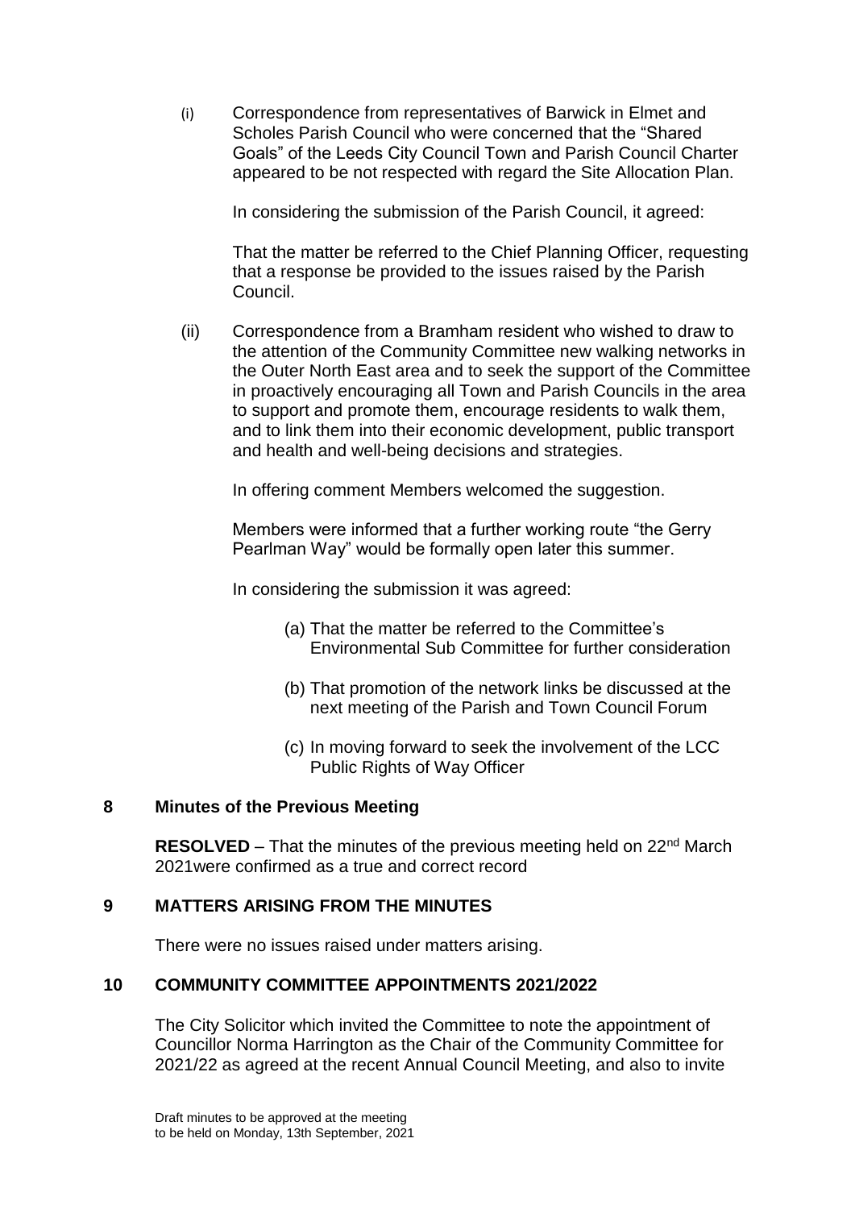(i) Correspondence from representatives of Barwick in Elmet and Scholes Parish Council who were concerned that the "Shared Goals" of the Leeds City Council Town and Parish Council Charter appeared to be not respected with regard the Site Allocation Plan.

In considering the submission of the Parish Council, it agreed:

That the matter be referred to the Chief Planning Officer, requesting that a response be provided to the issues raised by the Parish Council.

(ii) Correspondence from a Bramham resident who wished to draw to the attention of the Community Committee new walking networks in the Outer North East area and to seek the support of the Committee in proactively encouraging all Town and Parish Councils in the area to support and promote them, encourage residents to walk them, and to link them into their economic development, public transport and health and well-being decisions and strategies.

In offering comment Members welcomed the suggestion.

Members were informed that a further working route "the Gerry Pearlman Way" would be formally open later this summer.

In considering the submission it was agreed:

(a) That the matter be referred to the Committee's Environmental Sub Committee for further consideration

(b) That promotion of the network links be discussed at the next meeting of the Parish and Town Council Forum

(c) In moving forward to seek the involvement of the LCC Public Rights of Way Officer

## 8 Minutes of the Previous Meeting

**RESOLVED** – That the minutes of the previous meeting held on 22nd March 2021were confirmed as a true and correct record

## 9 MATTERS ARISING FROM THE MINUTES

There were no issues raised under matters arising.

## 10 COMMUNITY COMMITTEE APPOINTMENTS 2021/2022

The City Solicitor which invited the Committee to note the appointment of Councillor Norma Harrington as the Chair of the Community Committee for 2021/22 as agreed at the recent Annual Council Meeting, and also to invite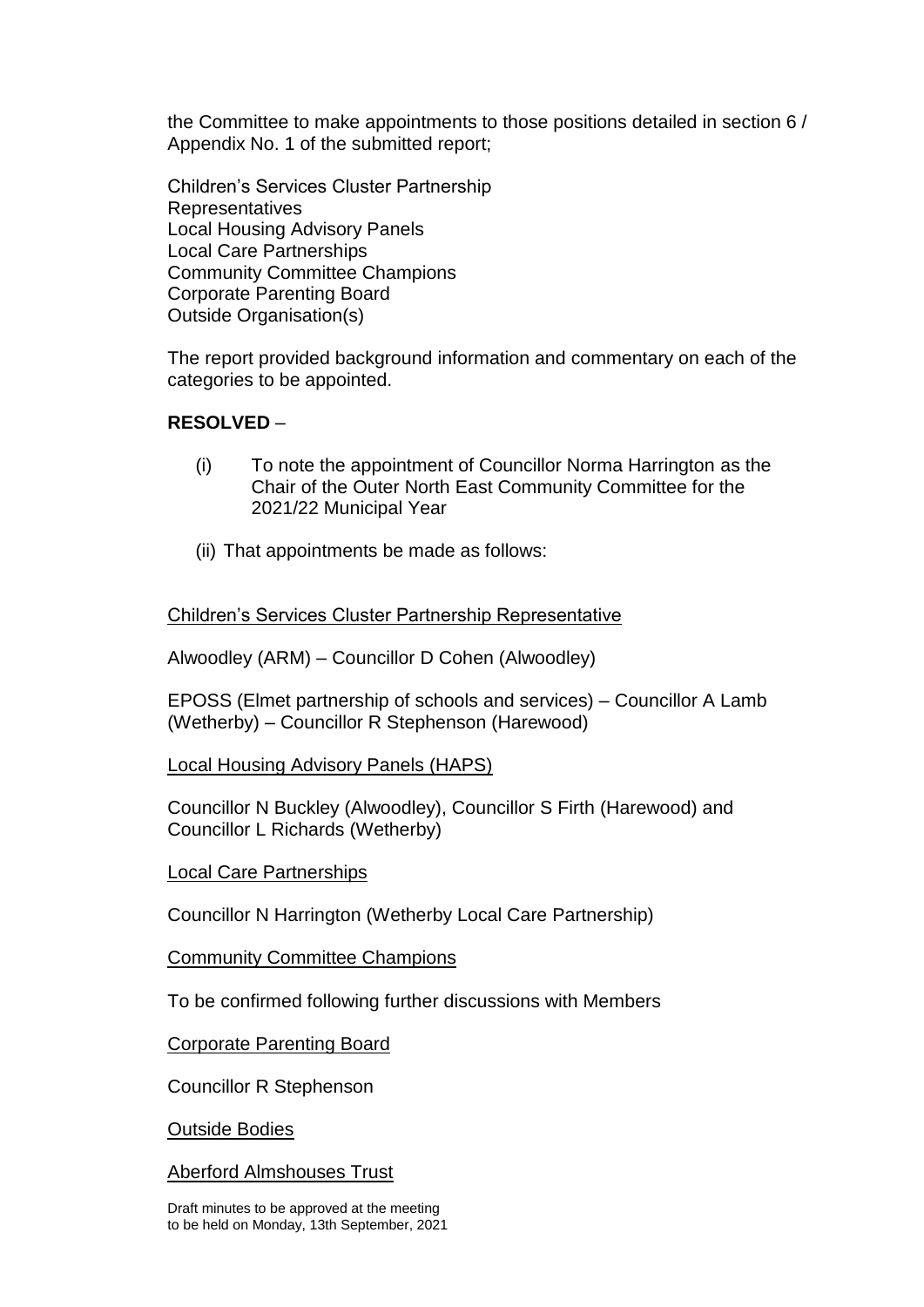the Committee to make appointments to those positions detailed in section 6 / Appendix No. 1 of the submitted report;

Children's Services Cluster Partnership Representatives
Local Housing Advisory Panels
Local Care Partnerships
Community Committee Champions
Corporate Parenting Board
Outside Organisation(s)

The report provided background information and commentary on each of the categories to be appointed.

**RESOLVED** –

(i) To note the appointment of Councillor Norma Harrington as the Chair of the Outer North East Community Committee for the 2021/22 Municipal Year

(ii) That appointments be made as follows:

<u>Children's Services Cluster Partnership Representative</u>

Alwoodley (ARM) – Councillor D Cohen (Alwoodley)

EPOSS (Elmet partnership of schools and services) – Councillor A Lamb (Wetherby) – Councillor R Stephenson (Harewood)

<u>Local Housing Advisory Panels (HAPS)</u>

Councillor N Buckley (Alwoodley), Councillor S Firth (Harewood) and Councillor L Richards (Wetherby)

<u>Local Care Partnerships</u>

Councillor N Harrington (Wetherby Local Care Partnership)

<u>Community Committee Champions</u>

To be confirmed following further discussions with Members

<u>Corporate Parenting Board</u>

Councillor R Stephenson

<u>Outside Bodies</u>

<u>Aberford Almshouses Trust</u>

Draft minutes to be approved at the meeting to be held on Monday, 13th September, 2021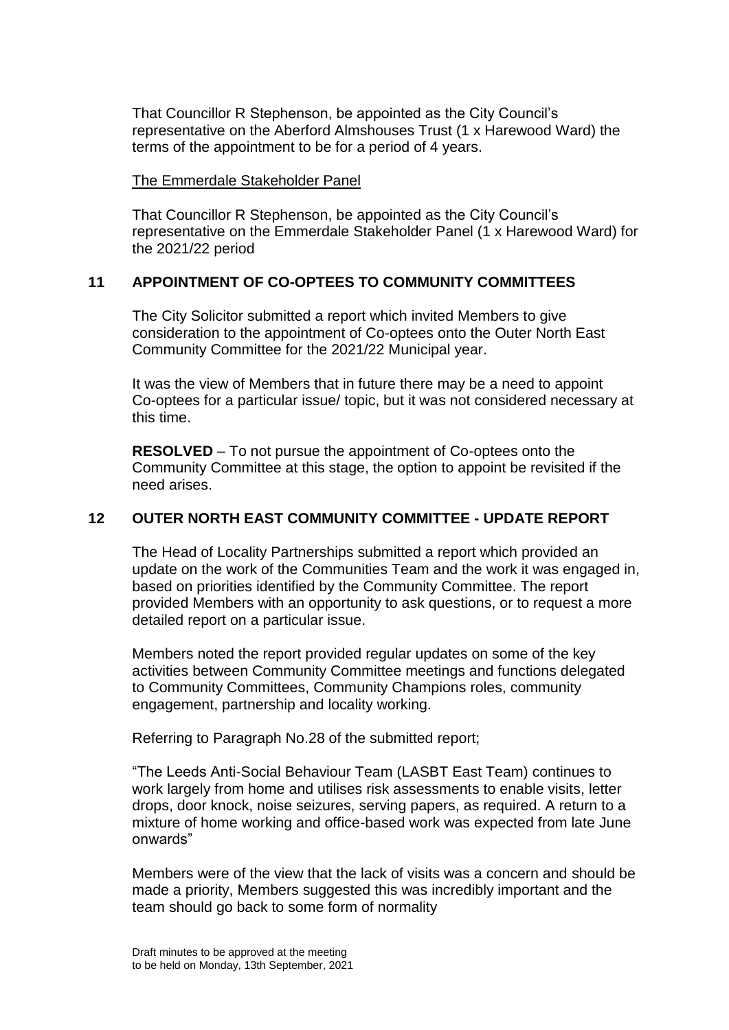That Councillor R Stephenson, be appointed as the City Council's representative on the Aberford Almshouses Trust (1 x Harewood Ward) the terms of the appointment to be for a period of 4 years.

The Emmerdale Stakeholder Panel

That Councillor R Stephenson, be appointed as the City Council's representative on the Emmerdale Stakeholder Panel (1 x Harewood Ward) for the 2021/22 period

## 11 APPOINTMENT OF CO-OPTEES TO COMMUNITY COMMITTEES

The City Solicitor submitted a report which invited Members to give consideration to the appointment of Co-optees onto the Outer North East Community Committee for the 2021/22 Municipal year.

It was the view of Members that in future there may be a need to appoint Co-optees for a particular issue/ topic, but it was not considered necessary at this time.

**RESOLVED** – To not pursue the appointment of Co-optees onto the Community Committee at this stage, the option to appoint be revisited if the need arises.

## 12 OUTER NORTH EAST COMMUNITY COMMITTEE - UPDATE REPORT

The Head of Locality Partnerships submitted a report which provided an update on the work of the Communities Team and the work it was engaged in, based on priorities identified by the Community Committee. The report provided Members with an opportunity to ask questions, or to request a more detailed report on a particular issue.

Members noted the report provided regular updates on some of the key activities between Community Committee meetings and functions delegated to Community Committees, Community Champions roles, community engagement, partnership and locality working.

Referring to Paragraph No.28 of the submitted report;

"The Leeds Anti-Social Behaviour Team (LASBT East Team) continues to work largely from home and utilises risk assessments to enable visits, letter drops, door knock, noise seizures, serving papers, as required. A return to a mixture of home working and office-based work was expected from late June onwards"

Members were of the view that the lack of visits was a concern and should be made a priority, Members suggested this was incredibly important and the team should go back to some form of normality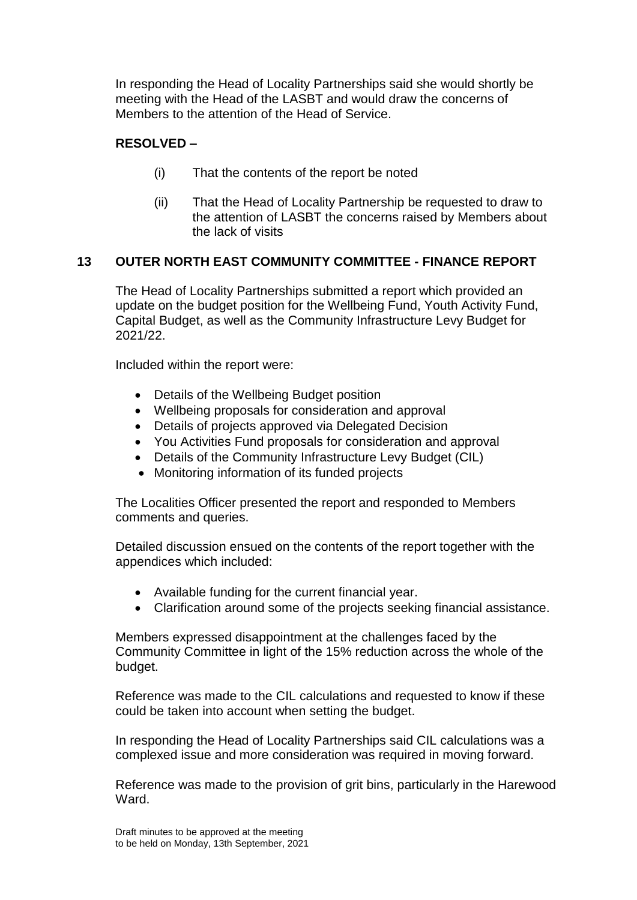In responding the Head of Locality Partnerships said she would shortly be meeting with the Head of the LASBT and would draw the concerns of Members to the attention of the Head of Service.

**RESOLVED –**

(i) That the contents of the report be noted

(ii) That the Head of Locality Partnership be requested to draw to the attention of LASBT the concerns raised by Members about the lack of visits

## 13 OUTER NORTH EAST COMMUNITY COMMITTEE - FINANCE REPORT

The Head of Locality Partnerships submitted a report which provided an update on the budget position for the Wellbeing Fund, Youth Activity Fund, Capital Budget, as well as the Community Infrastructure Levy Budget for 2021/22.

Included within the report were:

- Details of the Wellbeing Budget position
- Wellbeing proposals for consideration and approval
- Details of projects approved via Delegated Decision
- You Activities Fund proposals for consideration and approval
- Details of the Community Infrastructure Levy Budget (CIL)
- Monitoring information of its funded projects

The Localities Officer presented the report and responded to Members comments and queries.

Detailed discussion ensued on the contents of the report together with the appendices which included:

- Available funding for the current financial year.
- Clarification around some of the projects seeking financial assistance.

Members expressed disappointment at the challenges faced by the Community Committee in light of the 15% reduction across the whole of the budget.

Reference was made to the CIL calculations and requested to know if these could be taken into account when setting the budget.

In responding the Head of Locality Partnerships said CIL calculations was a complexed issue and more consideration was required in moving forward.

Reference was made to the provision of grit bins, particularly in the Harewood Ward.

Draft minutes to be approved at the meeting to be held on Monday, 13th September, 2021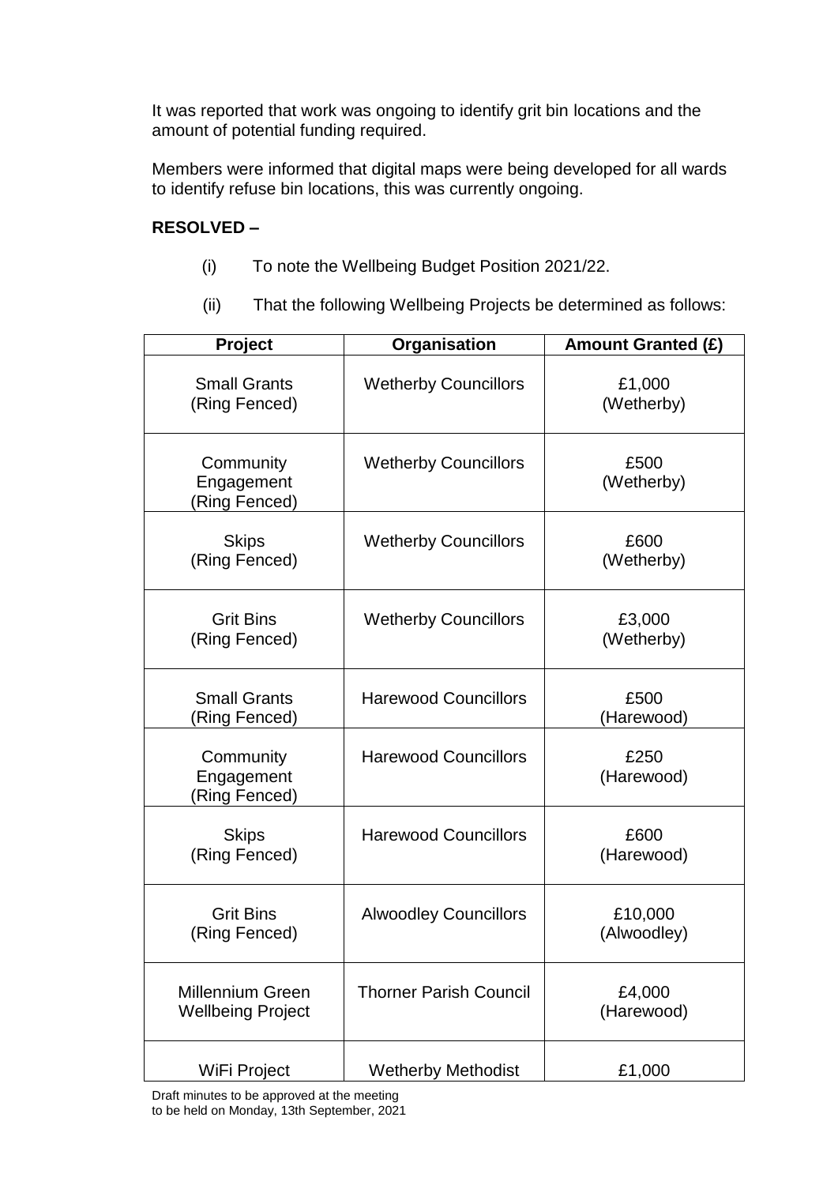It was reported that work was ongoing to identify grit bin locations and the amount of potential funding required.

Members were informed that digital maps were being developed for all wards to identify refuse bin locations, this was currently ongoing.

**RESOLVED –**

(i) To note the Wellbeing Budget Position 2021/22.

(ii) That the following Wellbeing Projects be determined as follows:

| Project | Organisation | Amount Granted (£) |
|---|---|---|
| Small Grants (Ring Fenced) | Wetherby Councillors | £1,000 (Wetherby) |
| Community Engagement (Ring Fenced) | Wetherby Councillors | £500 (Wetherby) |
| Skips (Ring Fenced) | Wetherby Councillors | £600 (Wetherby) |
| Grit Bins (Ring Fenced) | Wetherby Councillors | £3,000 (Wetherby) |
| Small Grants (Ring Fenced) | Harewood Councillors | £500 (Harewood) |
| Community Engagement (Ring Fenced) | Harewood Councillors | £250 (Harewood) |
| Skips (Ring Fenced) | Harewood Councillors | £600 (Harewood) |
| Grit Bins (Ring Fenced) | Alwoodley Councillors | £10,000 (Alwoodley) |
| Millennium Green Wellbeing Project | Thorner Parish Council | £4,000 (Harewood) |
| WiFi Project | Wetherby Methodist | £1,000 |

Draft minutes to be approved at the meeting to be held on Monday, 13th September, 2021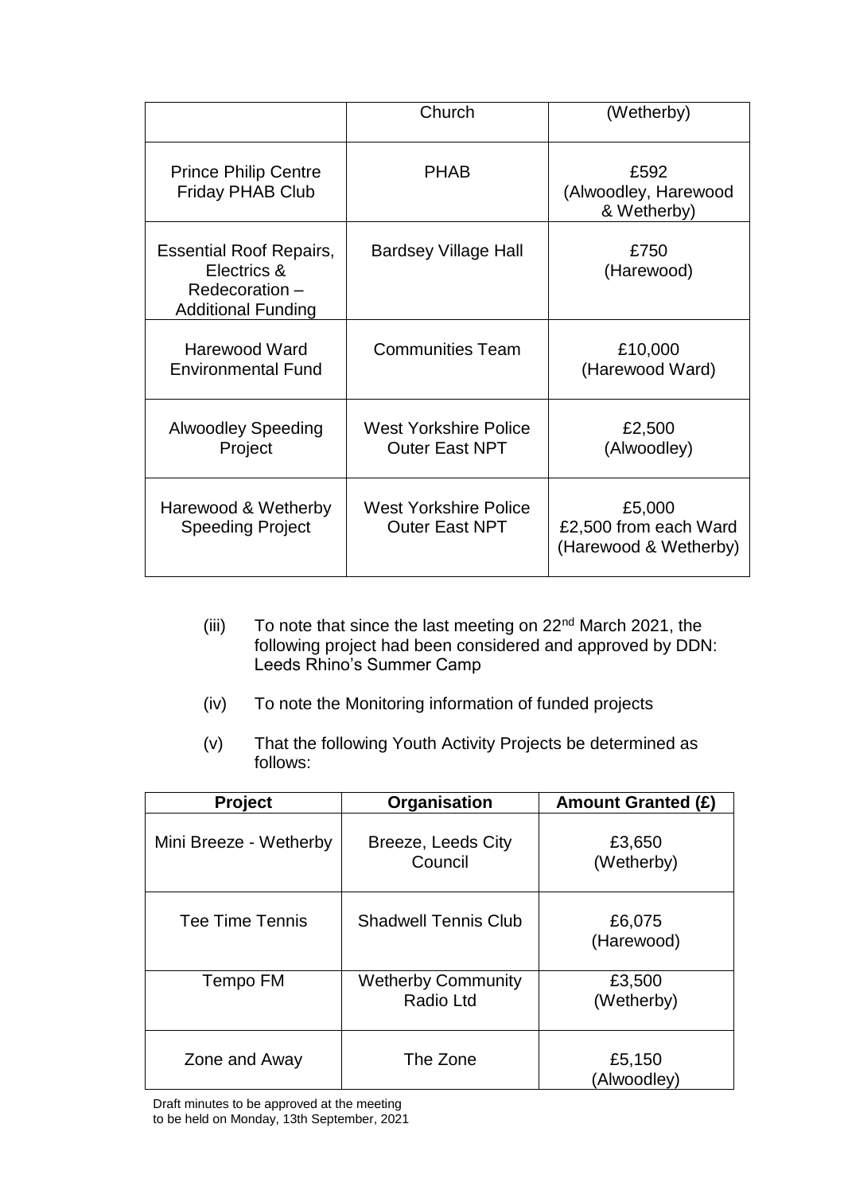| | | |
|---|---|---|
| | Church | (Wetherby) |
| Prince Philip Centre Friday PHAB Club | PHAB | £592 (Alwoodley, Harewood & Wetherby) |
| Essential Roof Repairs, Electrics & Redecoration – Additional Funding | Bardsey Village Hall | £750 (Harewood) |
| Harewood Ward Environmental Fund | Communities Team | £10,000 (Harewood Ward) |
| Alwoodley Speeding Project | West Yorkshire Police Outer East NPT | £2,500 (Alwoodley) |
| Harewood & Wetherby Speeding Project | West Yorkshire Police Outer East NPT | £5,000 £2,500 from each Ward (Harewood & Wetherby) |

(iii) To note that since the last meeting on 22nd March 2021, the following project had been considered and approved by DDN: Leeds Rhino's Summer Camp

(iv) To note the Monitoring information of funded projects

(v) That the following Youth Activity Projects be determined as follows:

| Project | Organisation | Amount Granted (£) |
|---|---|---|
| Mini Breeze - Wetherby | Breeze, Leeds City Council | £3,650 (Wetherby) |
| Tee Time Tennis | Shadwell Tennis Club | £6,075 (Harewood) |
| Tempo FM | Wetherby Community Radio Ltd | £3,500 (Wetherby) |
| Zone and Away | The Zone | £5,150 (Alwoodley) |

Draft minutes to be approved at the meeting
to be held on Monday, 13th September, 2021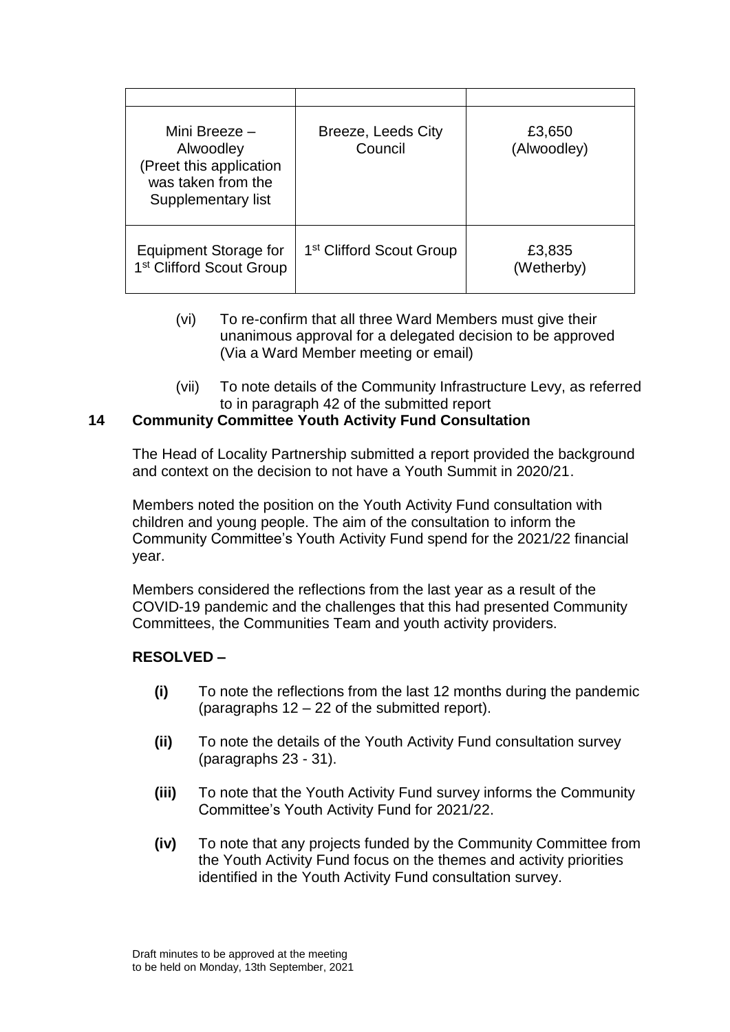| | | |
|---|---|---|
| Mini Breeze – Alwoodley (Preet this application was taken from the Supplementary list | Breeze, Leeds City Council | £3,650 (Alwoodley) |
| Equipment Storage for 1st Clifford Scout Group | 1st Clifford Scout Group | £3,835 (Wetherby) |

(vi) To re-confirm that all three Ward Members must give their unanimous approval for a delegated decision to be approved (Via a Ward Member meeting or email)

(vii) To note details of the Community Infrastructure Levy, as referred to in paragraph 42 of the submitted report

**14 Community Committee Youth Activity Fund Consultation**

The Head of Locality Partnership submitted a report provided the background and context on the decision to not have a Youth Summit in 2020/21.

Members noted the position on the Youth Activity Fund consultation with children and young people. The aim of the consultation to inform the Community Committee's Youth Activity Fund spend for the 2021/22 financial year.

Members considered the reflections from the last year as a result of the COVID-19 pandemic and the challenges that this had presented Community Committees, the Communities Team and youth activity providers.

**RESOLVED –**

**(i)** To note the reflections from the last 12 months during the pandemic (paragraphs 12 – 22 of the submitted report).

**(ii)** To note the details of the Youth Activity Fund consultation survey (paragraphs 23 - 31).

**(iii)** To note that the Youth Activity Fund survey informs the Community Committee's Youth Activity Fund for 2021/22.

**(iv)** To note that any projects funded by the Community Committee from the Youth Activity Fund focus on the themes and activity priorities identified in the Youth Activity Fund consultation survey.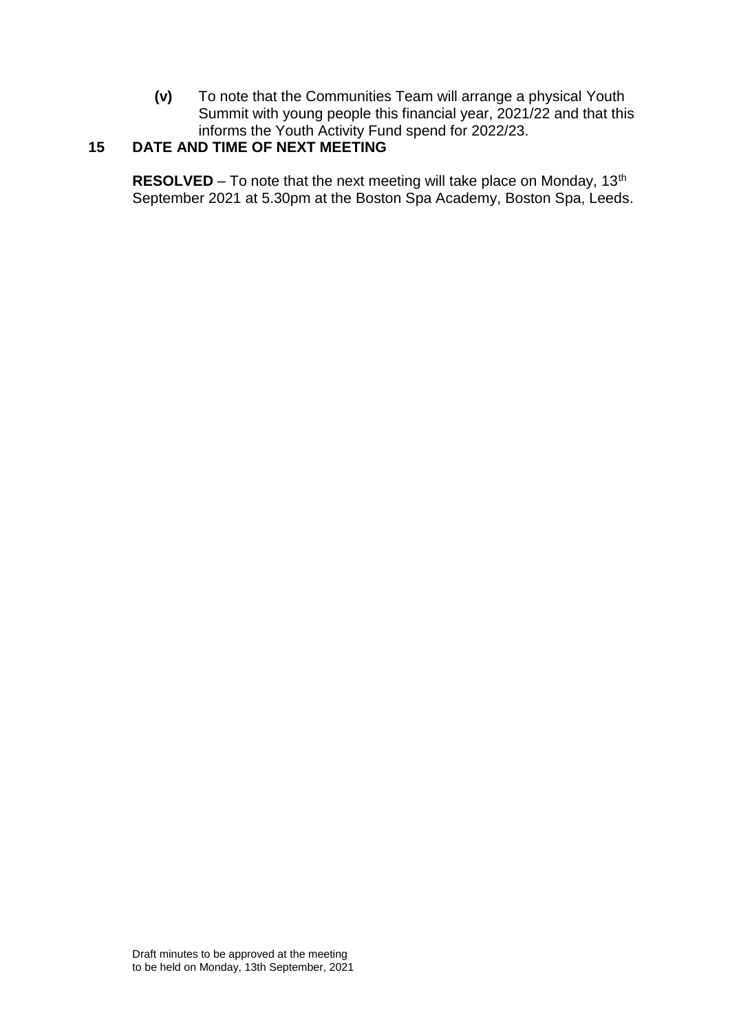**(v)** To note that the Communities Team will arrange a physical Youth Summit with young people this financial year, 2021/22 and that this informs the Youth Activity Fund spend for 2022/23.

## 15 DATE AND TIME OF NEXT MEETING

**RESOLVED** – To note that the next meeting will take place on Monday, 13th September 2021 at 5.30pm at the Boston Spa Academy, Boston Spa, Leeds.

Draft minutes to be approved at the meeting to be held on Monday, 13th September, 2021